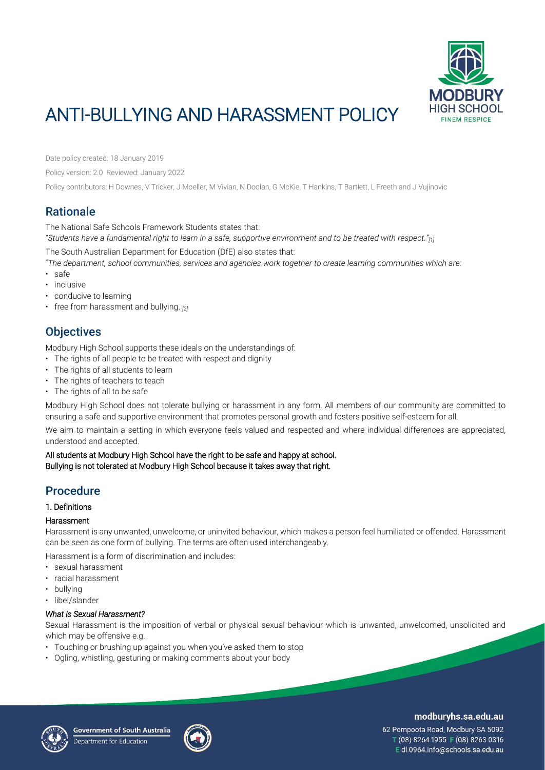# ANTI-BULLYING AND HARASSMENT POLICY

Date policy created: 18 January 2019

Policy version: 2.0 Reviewed: January 2022

Policy contributors: H Downes, V Tricker, J Moeller, M Vivian, N Doolan, G McKie, T Hankins, T Bartlett, L Freeth and J Vujinovic

## Rationale

The National Safe Schools Framework Students states that:

*"Students have a fundamental right to learn in a safe, supportive environment and to be treated with respect."* [1]

The South Australian Department for Education (DfE) also states that:

"*The department, school communities, services and agencies work together to create learning communities which are:*

- safe
- inclusive
- conducive to learning
- free from harassment and bullying. [2]

## Objectives

Modbury High School supports these ideals on the understandings of:

- The rights of all people to be treated with respect and dignity
- The rights of all students to learn
- The rights of teachers to teach
- The rights of all to be safe

Modbury High School does not tolerate bullying or harassment in any form. All members of our community are committed to ensuring a safe and supportive environment that promotes personal growth and fosters positive self-esteem for all.

We aim to maintain a setting in which everyone feels valued and respected and where individual differences are appreciated, understood and accepted.

**All students at Modbury High School have the right to be safe and happy at school.**
**Bullying is not tolerated at Modbury High School because it takes away that right.**

## Procedure

### 1. Definitions

#### Harassment

Harassment is any unwanted, unwelcome, or uninvited behaviour, which makes a person feel humiliated or offended. Harassment can be seen as one form of bullying. The terms are often used interchangeably.

Harassment is a form of discrimination and includes:

- sexual harassment
- racial harassment
- bullying
- libel/slander

#### *What is Sexual Harassment?*

Sexual Harassment is the imposition of verbal or physical sexual behaviour which is unwanted, unwelcomed, unsolicited and which may be offensive e.g.

- Touching or brushing up against you when you've asked them to stop
- Ogling, whistling, gesturing or making comments about your body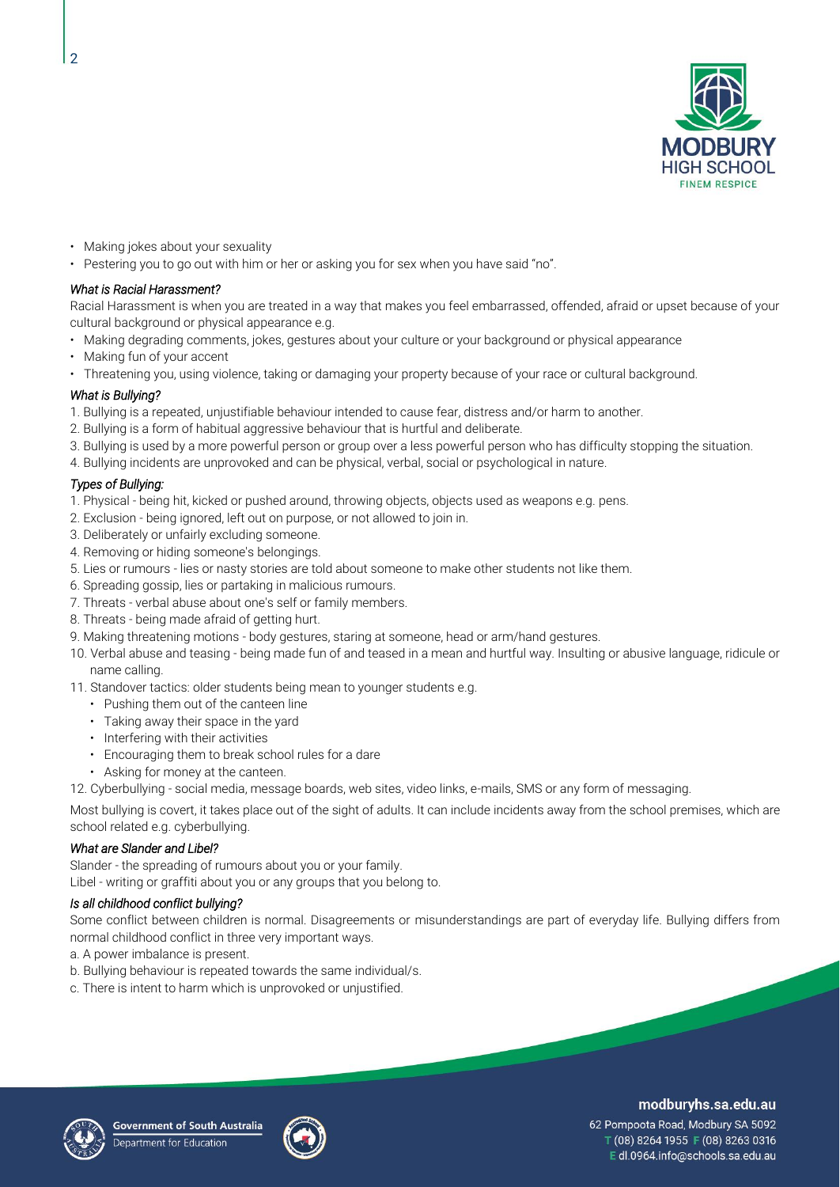- Making jokes about your sexuality
- Pestering you to go out with him or her or asking you for sex when you have said "no".

*What is Racial Harassment?*

Racial Harassment is when you are treated in a way that makes you feel embarrassed, offended, afraid or upset because of your cultural background or physical appearance e.g.

- Making degrading comments, jokes, gestures about your culture or your background or physical appearance
- Making fun of your accent
- Threatening you, using violence, taking or damaging your property because of your race or cultural background.

*What is Bullying?*

1. Bullying is a repeated, unjustifiable behaviour intended to cause fear, distress and/or harm to another.
2. Bullying is a form of habitual aggressive behaviour that is hurtful and deliberate.
3. Bullying is used by a more powerful person or group over a less powerful person who has difficulty stopping the situation.
4. Bullying incidents are unprovoked and can be physical, verbal, social or psychological in nature.

*Types of Bullying:*

1. Physical - being hit, kicked or pushed around, throwing objects, objects used as weapons e.g. pens.
2. Exclusion - being ignored, left out on purpose, or not allowed to join in.
3. Deliberately or unfairly excluding someone.
4. Removing or hiding someone's belongings.
5. Lies or rumours - lies or nasty stories are told about someone to make other students not like them.
6. Spreading gossip, lies or partaking in malicious rumours.
7. Threats - verbal abuse about one's self or family members.
8. Threats - being made afraid of getting hurt.
9. Making threatening motions - body gestures, staring at someone, head or arm/hand gestures.
10. Verbal abuse and teasing - being made fun of and teased in a mean and hurtful way. Insulting or abusive language, ridicule or name calling.
11. Standover tactics: older students being mean to younger students e.g.
    - Pushing them out of the canteen line
    - Taking away their space in the yard
    - Interfering with their activities
    - Encouraging them to break school rules for a dare
    - Asking for money at the canteen.
12. Cyberbullying - social media, message boards, web sites, video links, e-mails, SMS or any form of messaging.

Most bullying is covert, it takes place out of the sight of adults. It can include incidents away from the school premises, which are school related e.g. cyberbullying.

*What are Slander and Libel?*

Slander - the spreading of rumours about you or your family.
Libel - writing or graffiti about you or any groups that you belong to.

*Is all childhood conflict bullying?*

Some conflict between children is normal. Disagreements or misunderstandings are part of everyday life. Bullying differs from normal childhood conflict in three very important ways.

a. A power imbalance is present.
b. Bullying behaviour is repeated towards the same individual/s.
c. There is intent to harm which is unprovoked or unjustified.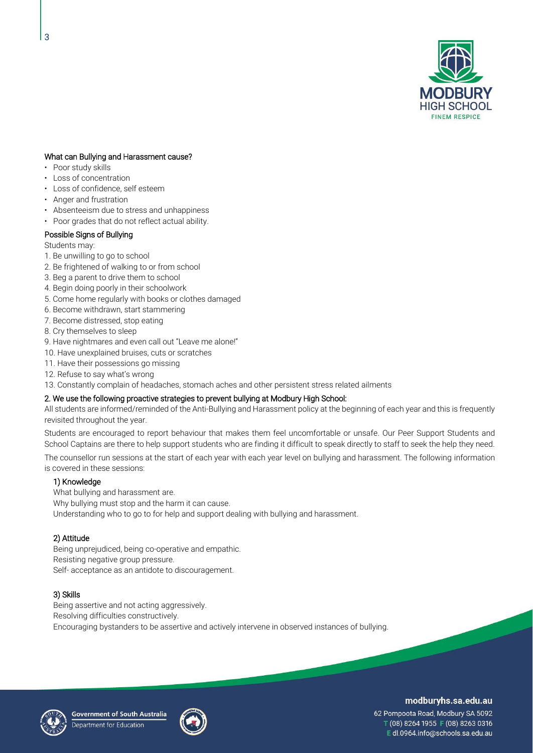### What can Bullying and Harassment cause?

- Poor study skills
- Loss of concentration
- Loss of confidence, self esteem
- Anger and frustration
- Absenteeism due to stress and unhappiness
- Poor grades that do not reflect actual ability.

### Possible Signs of Bullying

Students may:

1. Be unwilling to go to school
2. Be frightened of walking to or from school
3. Beg a parent to drive them to school
4. Begin doing poorly in their schoolwork
5. Come home regularly with books or clothes damaged
6. Become withdrawn, start stammering
7. Become distressed, stop eating
8. Cry themselves to sleep
9. Have nightmares and even call out "Leave me alone!"
10. Have unexplained bruises, cuts or scratches
11. Have their possessions go missing
12. Refuse to say what's wrong
13. Constantly complain of headaches, stomach aches and other persistent stress related ailments

### 2. We use the following proactive strategies to prevent bullying at Modbury High School:

All students are informed/reminded of the Anti-Bullying and Harassment policy at the beginning of each year and this is frequently revisited throughout the year.

Students are encouraged to report behaviour that makes them feel uncomfortable or unsafe. Our Peer Support Students and School Captains are there to help support students who are finding it difficult to speak directly to staff to seek the help they need.

The counsellor run sessions at the start of each year with each year level on bullying and harassment. The following information is covered in these sessions:

#### 1) Knowledge

What bullying and harassment are.
Why bullying must stop and the harm it can cause.
Understanding who to go to for help and support dealing with bullying and harassment.

#### 2) Attitude

Being unprejudiced, being co-operative and empathic.
Resisting negative group pressure.
Self- acceptance as an antidote to discouragement.

#### 3) Skills

Being assertive and not acting aggressively.
Resolving difficulties constructively.
Encouraging bystanders to be assertive and actively intervene in observed instances of bullying.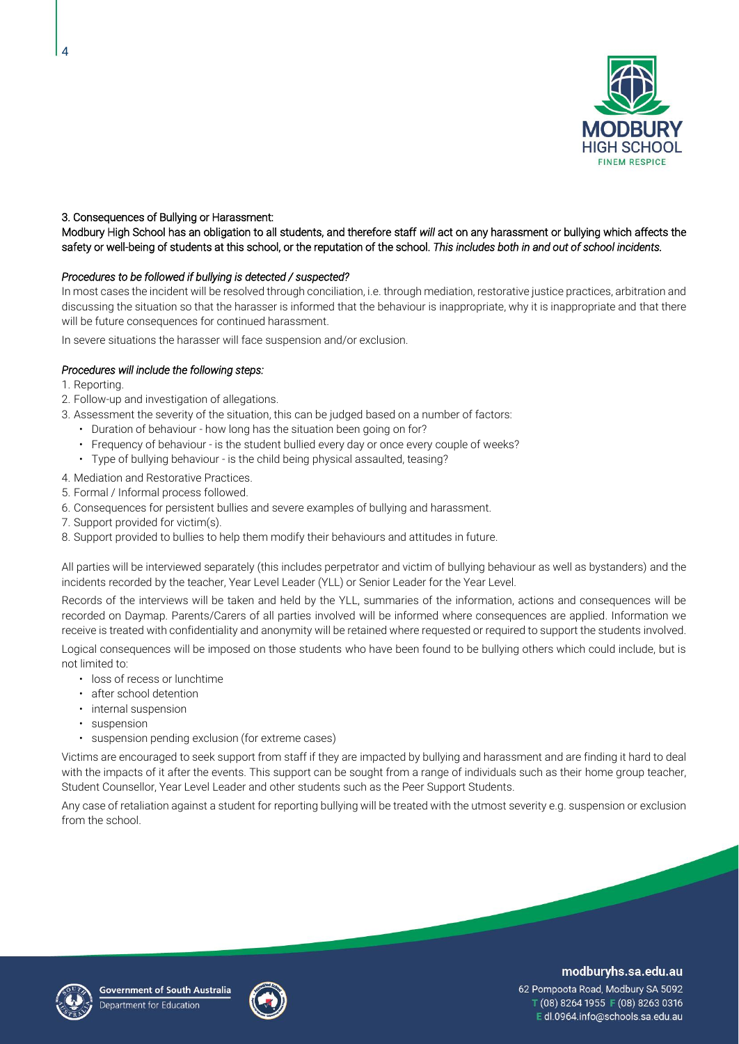### 3. Consequences of Bullying or Harassment:

Modbury High School has an obligation to all students, and therefore staff *will* act on any harassment or bullying which affects the safety or well-being of students at this school, or the reputation of the school. *This includes both in and out of school incidents.*

#### *Procedures to be followed if bullying is detected / suspected?*

In most cases the incident will be resolved through conciliation, i.e. through mediation, restorative justice practices, arbitration and discussing the situation so that the harasser is informed that the behaviour is inappropriate, why it is inappropriate and that there will be future consequences for continued harassment.

In severe situations the harasser will face suspension and/or exclusion.

#### *Procedures will include the following steps:*

1. Reporting.
2. Follow-up and investigation of allegations.
3. Assessment the severity of the situation, this can be judged based on a number of factors:
   - Duration of behaviour - how long has the situation been going on for?
   - Frequency of behaviour - is the student bullied every day or once every couple of weeks?
   - Type of bullying behaviour - is the child being physical assaulted, teasing?
4. Mediation and Restorative Practices.
5. Formal / Informal process followed.
6. Consequences for persistent bullies and severe examples of bullying and harassment.
7. Support provided for victim(s).
8. Support provided to bullies to help them modify their behaviours and attitudes in future.

All parties will be interviewed separately (this includes perpetrator and victim of bullying behaviour as well as bystanders) and the incidents recorded by the teacher, Year Level Leader (YLL) or Senior Leader for the Year Level.

Records of the interviews will be taken and held by the YLL, summaries of the information, actions and consequences will be recorded on Daymap. Parents/Carers of all parties involved will be informed where consequences are applied. Information we receive is treated with confidentiality and anonymity will be retained where requested or required to support the students involved.

Logical consequences will be imposed on those students who have been found to be bullying others which could include, but is not limited to:

- loss of recess or lunchtime
- after school detention
- internal suspension
- suspension
- suspension pending exclusion (for extreme cases)

Victims are encouraged to seek support from staff if they are impacted by bullying and harassment and are finding it hard to deal with the impacts of it after the events. This support can be sought from a range of individuals such as their home group teacher, Student Counsellor, Year Level Leader and other students such as the Peer Support Students.

Any case of retaliation against a student for reporting bullying will be treated with the utmost severity e.g. suspension or exclusion from the school.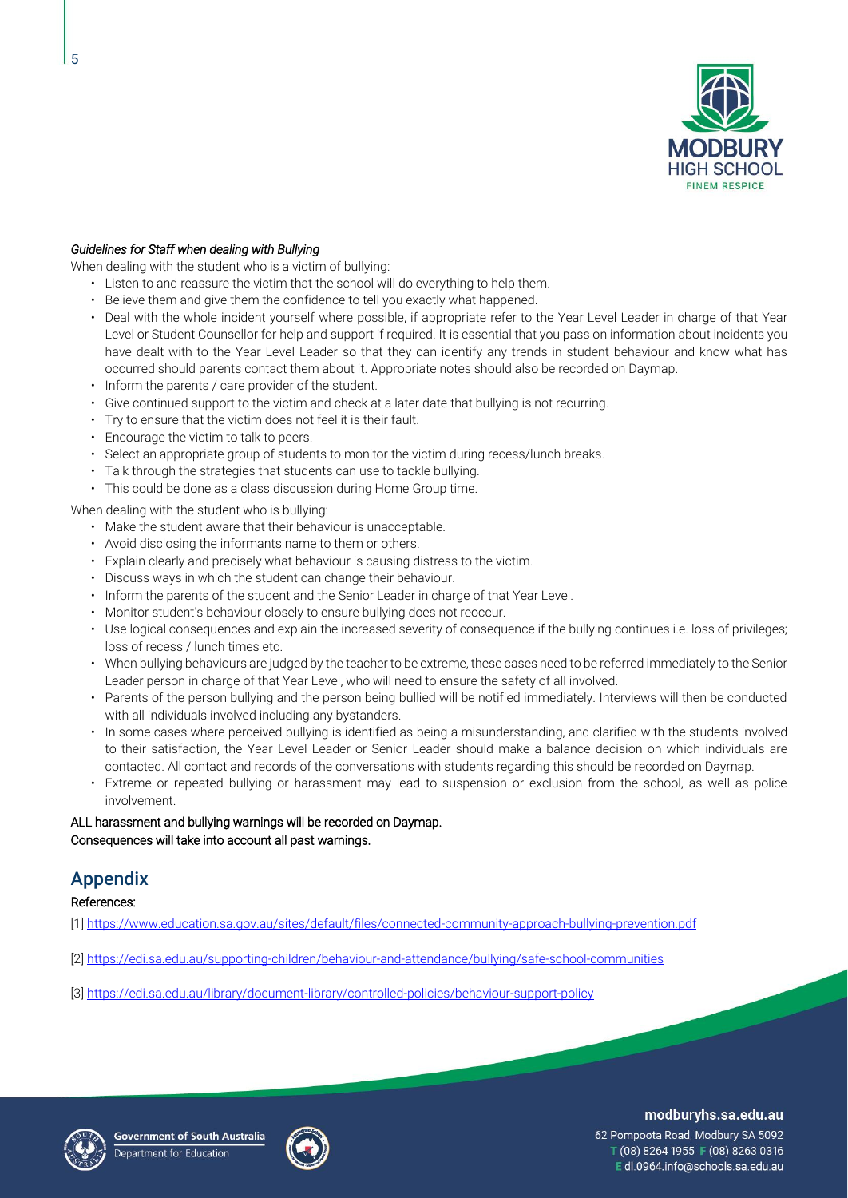*Guidelines for Staff when dealing with Bullying*

When dealing with the student who is a victim of bullying:

- Listen to and reassure the victim that the school will do everything to help them.
- Believe them and give them the confidence to tell you exactly what happened.
- Deal with the whole incident yourself where possible, if appropriate refer to the Year Level Leader in charge of that Year Level or Student Counsellor for help and support if required. It is essential that you pass on information about incidents you have dealt with to the Year Level Leader so that they can identify any trends in student behaviour and know what has occurred should parents contact them about it. Appropriate notes should also be recorded on Daymap.
- Inform the parents / care provider of the student.
- Give continued support to the victim and check at a later date that bullying is not recurring.
- Try to ensure that the victim does not feel it is their fault.
- Encourage the victim to talk to peers.
- Select an appropriate group of students to monitor the victim during recess/lunch breaks.
- Talk through the strategies that students can use to tackle bullying.
- This could be done as a class discussion during Home Group time.

When dealing with the student who is bullying:

- Make the student aware that their behaviour is unacceptable.
- Avoid disclosing the informants name to them or others.
- Explain clearly and precisely what behaviour is causing distress to the victim.
- Discuss ways in which the student can change their behaviour.
- Inform the parents of the student and the Senior Leader in charge of that Year Level.
- Monitor student's behaviour closely to ensure bullying does not reoccur.
- Use logical consequences and explain the increased severity of consequence if the bullying continues i.e. loss of privileges; loss of recess / lunch times etc.
- When bullying behaviours are judged by the teacher to be extreme, these cases need to be referred immediately to the Senior Leader person in charge of that Year Level, who will need to ensure the safety of all involved.
- Parents of the person bullying and the person being bullied will be notified immediately. Interviews will then be conducted with all individuals involved including any bystanders.
- In some cases where perceived bullying is identified as being a misunderstanding, and clarified with the students involved to their satisfaction, the Year Level Leader or Senior Leader should make a balance decision on which individuals are contacted. All contact and records of the conversations with students regarding this should be recorded on Daymap.
- Extreme or repeated bullying or harassment may lead to suspension or exclusion from the school, as well as police involvement.

ALL harassment and bullying warnings will be recorded on Daymap.
Consequences will take into account all past warnings.

## Appendix

References:

[1] https://www.education.sa.gov.au/sites/default/files/connected-community-approach-bullying-prevention.pdf

[2] https://edi.sa.edu.au/supporting-children/behaviour-and-attendance/bullying/safe-school-communities

[3] https://edi.sa.edu.au/library/document-library/controlled-policies/behaviour-support-policy